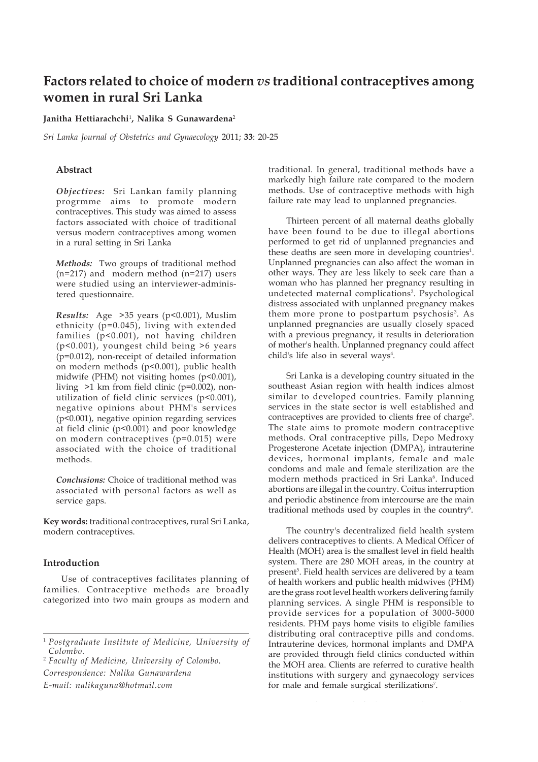# Factors related to choice of modern *vs* traditional contraceptives among women in rural Sri Lanka

**Janitha Hettiarachchi**[1], **Nalika S Gunawardena**[2]

*Sri Lanka Journal of Obstetrics and Gynaecology* 2011; **33**: 20-25

## Abstract

***Objectives:*** Sri Lankan family planning progrmme aims to promote modern contraceptives. This study was aimed to assess factors associated with choice of traditional versus modern contraceptives among women in a rural setting in Sri Lanka

***Methods:*** Two groups of traditional method (n=217) and modern method (n=217) users were studied using an interviewer-administered questionnaire.

***Results:*** Age >35 years ($p<0.001$), Muslim ethnicity ($p=0.045$), living with extended families ($p<0.001$), not having children ($p<0.001$), youngest child being >6 years ($p=0.012$), non-receipt of detailed information on modern methods ($p<0.001$), public health midwife (PHM) not visiting homes ($p<0.001$), living >1 km from field clinic ($p=0.002$), non-utilization of field clinic services ($p<0.001$), negative opinions about PHM's services ($p<0.001$), negative opinion regarding services at field clinic ($p<0.001$) and poor knowledge on modern contraceptives ($p=0.015$) were associated with the choice of traditional methods.

***Conclusions:*** Choice of traditional method was associated with personal factors as well as service gaps.

**Key words:** traditional contraceptives, rural Sri Lanka, modern contraceptives.

## Introduction

Use of contraceptives facilitates planning of families. Contraceptive methods are broadly categorized into two main groups as modern and traditional. In general, traditional methods have a markedly high failure rate compared to the modern methods. Use of contraceptive methods with high failure rate may lead to unplanned pregnancies.

Thirteen percent of all maternal deaths globally have been found to be due to illegal abortions performed to get rid of unplanned pregnancies and these deaths are seen more in developing countries[1]. Unplanned pregnancies can also affect the woman in other ways. They are less likely to seek care than a woman who has planned her pregnancy resulting in undetected maternal complications[2]. Psychological distress associated with unplanned pregnancy makes them more prone to postpartum psychosis[3]. As unplanned pregnancies are usually closely spaced with a previous pregnancy, it results in deterioration of mother's health. Unplanned pregnancy could affect child's life also in several ways[4].

Sri Lanka is a developing country situated in the southeast Asian region with health indices almost similar to developed countries. Family planning services in the state sector is well established and contraceptives are provided to clients free of charge[5]. The state aims to promote modern contraceptive methods. Oral contraceptive pills, Depo Medroxy Progesterone Acetate injection (DMPA), intrauterine devices, hormonal implants, female and male condoms and male and female sterilization are the modern methods practiced in Sri Lanka[6]. Induced abortions are illegal in the country. Coitus interruption and periodic abstinence from intercourse are the main traditional methods used by couples in the country[6].

The country's decentralized field health system delivers contraceptives to clients. A Medical Officer of Health (MOH) area is the smallest level in field health system. There are 280 MOH areas, in the country at present[5]. Field health services are delivered by a team of health workers and public health midwives (PHM) are the grass root level health workers delivering family planning services. A single PHM is responsible to provide services for a population of 3000-5000 residents. PHM pays home visits to eligible families distributing oral contraceptive pills and condoms. Intrauterine devices, hormonal implants and DMPA are provided through field clinics conducted within the MOH area. Clients are referred to curative health institutions with surgery and gynaecology services for male and female surgical sterilizations[7].

---

[1] *Postgraduate Institute of Medicine, University of Colombo.*

[2] *Faculty of Medicine, University of Colombo.*

*Correspondence: Nalika Gunawardena*

*E-mail: nalikaguna@hotmail.com*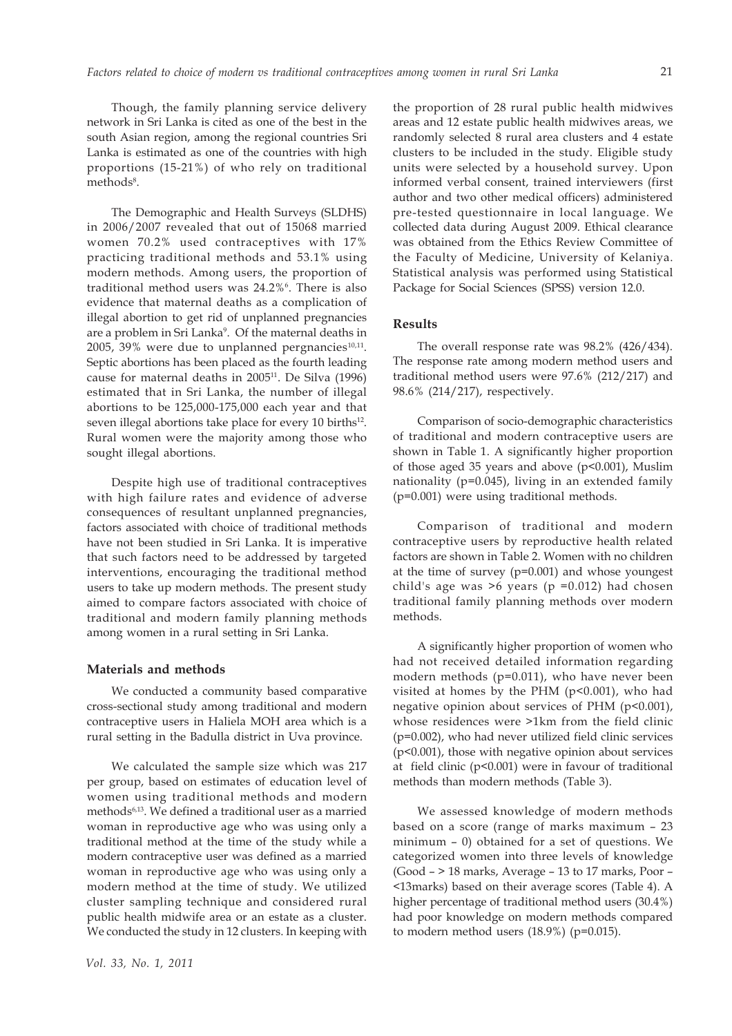Though, the family planning service delivery network in Sri Lanka is cited as one of the best in the south Asian region, among the regional countries Sri Lanka is estimated as one of the countries with high proportions (15-21%) of who rely on traditional methods[8].

The Demographic and Health Surveys (SLDHS) in 2006/2007 revealed that out of 15068 married women 70.2% used contraceptives with 17% practicing traditional methods and 53.1% using modern methods. Among users, the proportion of traditional method users was 24.2%[6]. There is also evidence that maternal deaths as a complication of illegal abortion to get rid of unplanned pregnancies are a problem in Sri Lanka[9]. Of the maternal deaths in 2005, 39% were due to unplanned pergnancies[10,11]. Septic abortions has been placed as the fourth leading cause for maternal deaths in 2005[11]. De Silva (1996) estimated that in Sri Lanka, the number of illegal abortions to be 125,000-175,000 each year and that seven illegal abortions take place for every 10 births[12]. Rural women were the majority among those who sought illegal abortions.

Despite high use of traditional contraceptives with high failure rates and evidence of adverse consequences of resultant unplanned pregnancies, factors associated with choice of traditional methods have not been studied in Sri Lanka. It is imperative that such factors need to be addressed by targeted interventions, encouraging the traditional method users to take up modern methods. The present study aimed to compare factors associated with choice of traditional and modern family planning methods among women in a rural setting in Sri Lanka.

## Materials and methods

We conducted a community based comparative cross-sectional study among traditional and modern contraceptive users in Haliela MOH area which is a rural setting in the Badulla district in Uva province.

We calculated the sample size which was 217 per group, based on estimates of education level of women using traditional methods and modern methods[6,13]. We defined a traditional user as a married woman in reproductive age who was using only a traditional method at the time of the study while a modern contraceptive user was defined as a married woman in reproductive age who was using only a modern method at the time of study. We utilized cluster sampling technique and considered rural public health midwife area or an estate as a cluster. We conducted the study in 12 clusters. In keeping with the proportion of 28 rural public health midwives areas and 12 estate public health midwives areas, we randomly selected 8 rural area clusters and 4 estate clusters to be included in the study. Eligible study units were selected by a household survey. Upon informed verbal consent, trained interviewers (first author and two other medical officers) administered pre-tested questionnaire in local language. We collected data during August 2009. Ethical clearance was obtained from the Ethics Review Committee of the Faculty of Medicine, University of Kelaniya. Statistical analysis was performed using Statistical Package for Social Sciences (SPSS) version 12.0.

## Results

The overall response rate was 98.2% (426/434). The response rate among modern method users and traditional method users were 97.6% (212/217) and 98.6% (214/217), respectively.

Comparison of socio-demographic characteristics of traditional and modern contraceptive users are shown in Table 1. A significantly higher proportion of those aged 35 years and above ($p<0.001$), Muslim nationality ($p=0.045$), living in an extended family ($p=0.001$) were using traditional methods.

Comparison of traditional and modern contraceptive users by reproductive health related factors are shown in Table 2. Women with no children at the time of survey ($p=0.001$) and whose youngest child's age was >6 years ($p=0.012$) had chosen traditional family planning methods over modern methods.

A significantly higher proportion of women who had not received detailed information regarding modern methods ($p=0.011$), who have never been visited at homes by the PHM ($p<0.001$), who had negative opinion about services of PHM ($p<0.001$), whose residences were >1km from the field clinic ($p=0.002$), who had never utilized field clinic services ($p<0.001$), those with negative opinion about services at field clinic ($p<0.001$) were in favour of traditional methods than modern methods (Table 3).

We assessed knowledge of modern methods based on a score (range of marks maximum – 23 minimum – 0) obtained for a set of questions. We categorized women into three levels of knowledge (Good – > 18 marks, Average – 13 to 17 marks, Poor – <13marks) based on their average scores (Table 4). A higher percentage of traditional method users (30.4%) had poor knowledge on modern methods compared to modern method users (18.9%) ($p=0.015$).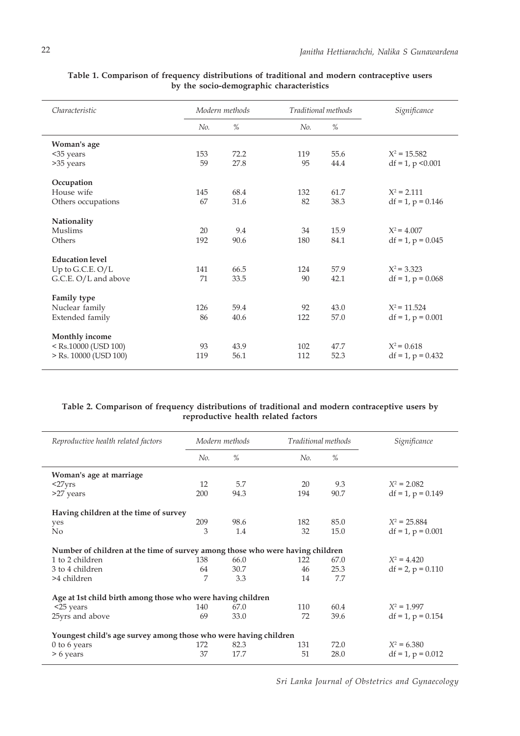**Table 1. Comparison of frequency distributions of traditional and modern contraceptive users by the socio-demographic characteristics**

| *Characteristic* | *Modern methods* | | *Traditional methods* | | *Significance* |
|---|---|---|---|---|---|
| | *No.* | *%* | *No.* | *%* | |
| **Woman's age** | | | | | |
| <35 years | 153 | 72.2 | 119 | 55.6 | $X^2 = 15.582$ |
| >35 years | 59 | 27.8 | 95 | 44.4 | df = 1, $p < 0.001$ |
| **Occupation** | | | | | |
| House wife | 145 | 68.4 | 132 | 61.7 | $X^2 = 2.111$ |
| Others occupations | 67 | 31.6 | 82 | 38.3 | df = 1, $p = 0.146$ |
| **Nationality** | | | | | |
| Muslims | 20 | 9.4 | 34 | 15.9 | $X^2 = 4.007$ |
| Others | 192 | 90.6 | 180 | 84.1 | df = 1, $p = 0.045$ |
| **Education level** | | | | | |
| Up to G.C.E. O/L | 141 | 66.5 | 124 | 57.9 | $X^2 = 3.323$ |
| G.C.E. O/L and above | 71 | 33.5 | 90 | 42.1 | df = 1, $p = 0.068$ |
| **Family type** | | | | | |
| Nuclear family | 126 | 59.4 | 92 | 43.0 | $X^2 = 11.524$ |
| Extended family | 86 | 40.6 | 122 | 57.0 | df = 1, $p = 0.001$ |
| **Monthly income** | | | | | |
| < Rs.10000 (USD 100) | 93 | 43.9 | 102 | 47.7 | $X^2 = 0.618$ |
| > Rs. 10000 (USD 100) | 119 | 56.1 | 112 | 52.3 | df = 1, $p = 0.432$ |

**Table 2. Comparison of frequency distributions of traditional and modern contraceptive users by reproductive health related factors**

| *Reproductive health related factors* | *Modern methods* | | *Traditional methods* | | *Significance* |
|---|---|---|---|---|---|
| | *No.* | *%* | *No.* | *%* | |
| **Woman's age at marriage** | | | | | |
| <27yrs | 12 | 5.7 | 20 | 9.3 | $X^2 = 2.082$ |
| >27 years | 200 | 94.3 | 194 | 90.7 | df = 1, $p = 0.149$ |
| **Having children at the time of survey** | | | | | |
| yes | 209 | 98.6 | 182 | 85.0 | $X^2 = 25.884$ |
| No | 3 | 1.4 | 32 | 15.0 | df = 1, $p = 0.001$ |
| **Number of children at the time of survey among those who were having children** | | | | | |
| 1 to 2 children | 138 | 66.0 | 122 | 67.0 | $X^2 = 4.420$ |
| 3 to 4 children | 64 | 30.7 | 46 | 25.3 | df = 2, $p = 0.110$ |
| >4 children | 7 | 3.3 | 14 | 7.7 | |
| **Age at 1st child birth among those who were having children** | | | | | |
| <25 years | 140 | 67.0 | 110 | 60.4 | $X^2 = 1.997$ |
| 25yrs and above | 69 | 33.0 | 72 | 39.6 | df = 1, $p = 0.154$ |
| **Youngest child's age survey among those who were having children** | | | | | |
| 0 to 6 years | 172 | 82.3 | 131 | 72.0 | $X^2 = 6.380$ |
| > 6 years | 37 | 17.7 | 51 | 28.0 | df = 1, $p = 0.012$ |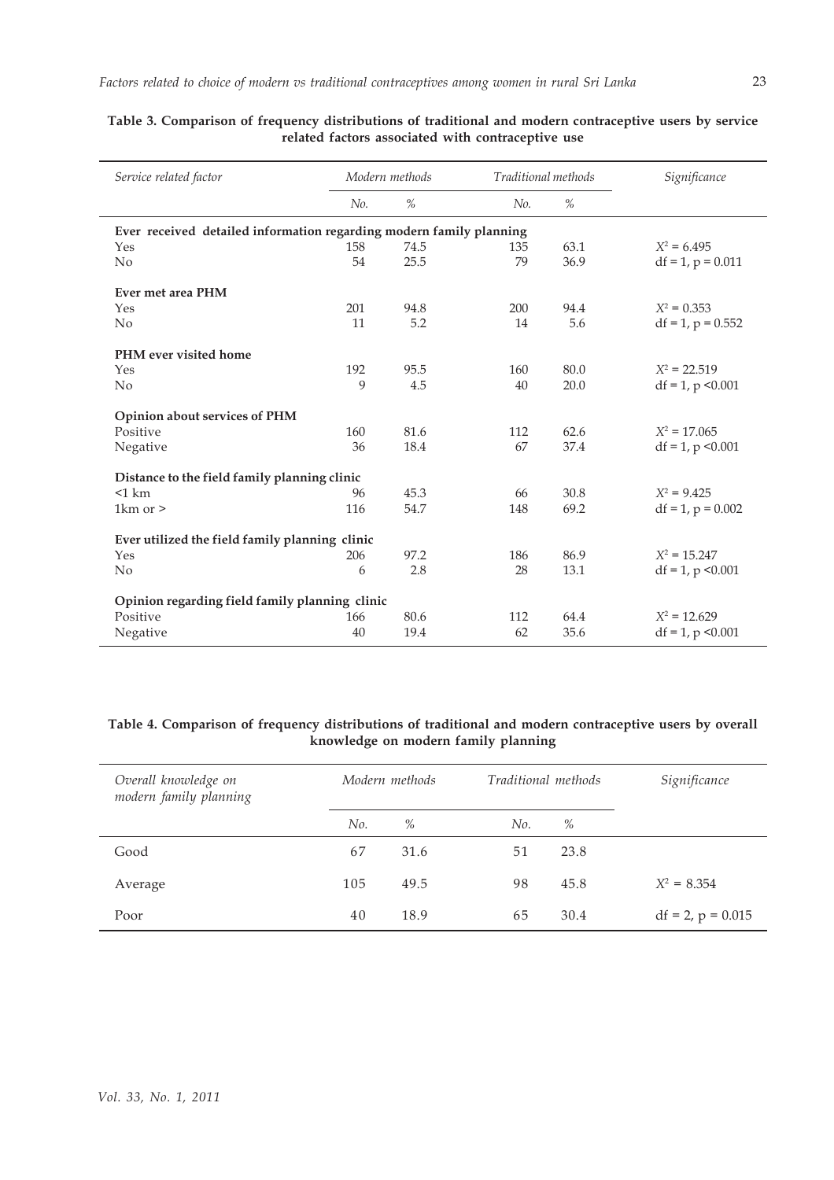**Table 3. Comparison of frequency distributions of traditional and modern contraceptive users by service related factors associated with contraceptive use**

| *Service related factor* | *Modern methods* | | *Traditional methods* | | *Significance* |
|---|---|---|---|---|---|
| | *No.* | *%* | *No.* | *%* | |
| **Ever received detailed information regarding modern family planning** | | | | | |
| Yes | 158 | 74.5 | 135 | 63.1 | $X^2 = 6.495$ |
| No | 54 | 25.5 | 79 | 36.9 | df = 1, p = 0.011 |
| **Ever met area PHM** | | | | | |
| Yes | 201 | 94.8 | 200 | 94.4 | $X^2 = 0.353$ |
| No | 11 | 5.2 | 14 | 5.6 | df = 1, p = 0.552 |
| **PHM ever visited home** | | | | | |
| Yes | 192 | 95.5 | 160 | 80.0 | $X^2 = 22.519$ |
| No | 9 | 4.5 | 40 | 20.0 | df = 1, p <0.001 |
| **Opinion about services of PHM** | | | | | |
| Positive | 160 | 81.6 | 112 | 62.6 | $X^2 = 17.065$ |
| Negative | 36 | 18.4 | 67 | 37.4 | df = 1, p <0.001 |
| **Distance to the field family planning clinic** | | | | | |
| <1 km | 96 | 45.3 | 66 | 30.8 | $X^2 = 9.425$ |
| 1km or > | 116 | 54.7 | 148 | 69.2 | df = 1, p = 0.002 |
| **Ever utilized the field family planning clinic** | | | | | |
| Yes | 206 | 97.2 | 186 | 86.9 | $X^2 = 15.247$ |
| No | 6 | 2.8 | 28 | 13.1 | df = 1, p <0.001 |
| **Opinion regarding field family planning clinic** | | | | | |
| Positive | 166 | 80.6 | 112 | 64.4 | $X^2 = 12.629$ |
| Negative | 40 | 19.4 | 62 | 35.6 | df = 1, p <0.001 |

**Table 4. Comparison of frequency distributions of traditional and modern contraceptive users by overall knowledge on modern family planning**

| *Overall knowledge on modern family planning* | *Modern methods* | | *Traditional methods* | | *Significance* |
|---|---|---|---|---|---|
| | *No.* | *%* | *No.* | *%* | |
| Good | 67 | 31.6 | 51 | 23.8 | |
| Average | 105 | 49.5 | 98 | 45.8 | $X^2 = 8.354$ |
| Poor | 40 | 18.9 | 65 | 30.4 | df = 2, p = 0.015 |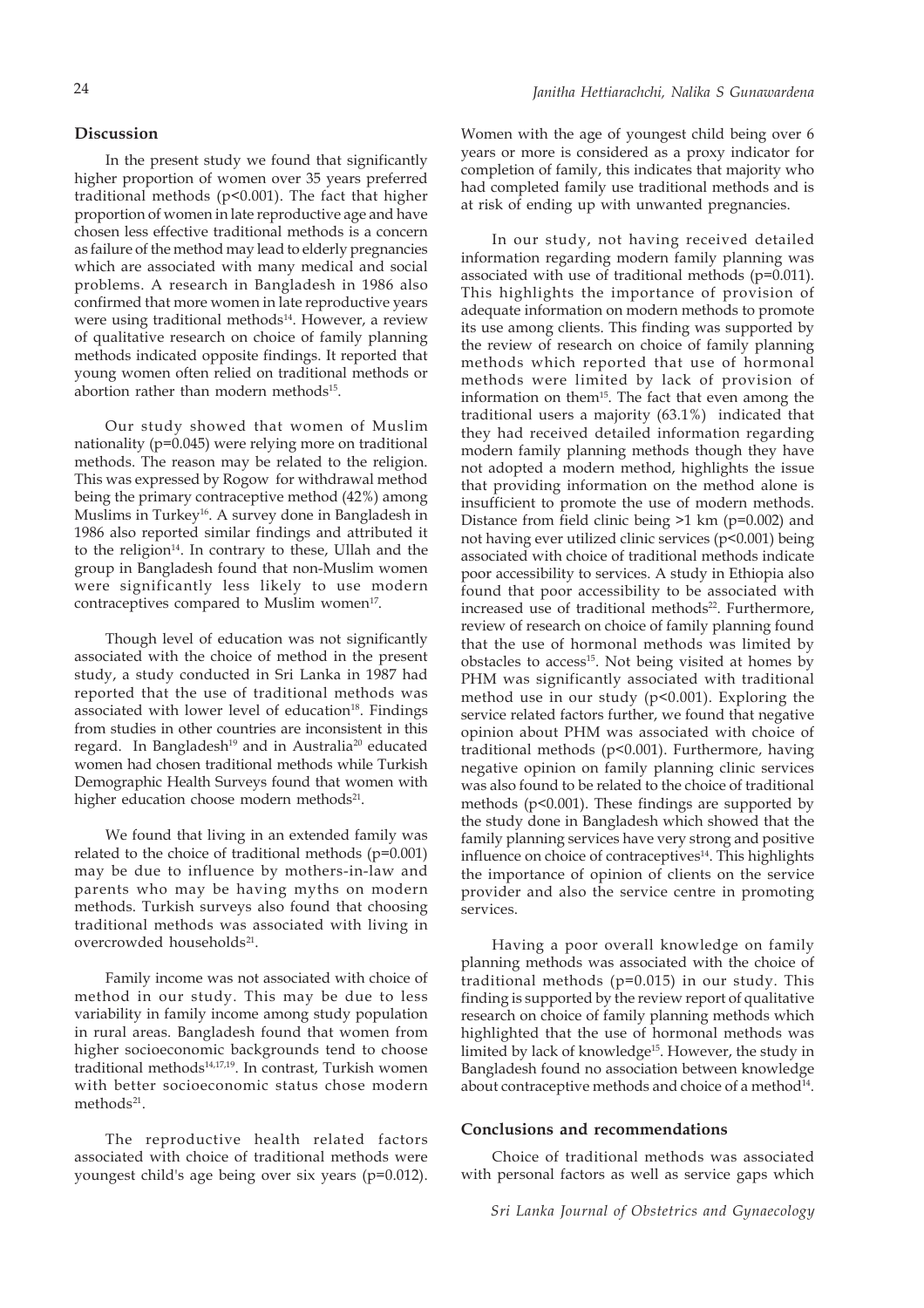## Discussion

In the present study we found that significantly higher proportion of women over 35 years preferred traditional methods ($p<0.001$). The fact that higher proportion of women in late reproductive age and have chosen less effective traditional methods is a concern as failure of the method may lead to elderly pregnancies which are associated with many medical and social problems. A research in Bangladesh in 1986 also confirmed that more women in late reproductive years were using traditional methods[14]. However, a review of qualitative research on choice of family planning methods indicated opposite findings. It reported that young women often relied on traditional methods or abortion rather than modern methods[15].

Our study showed that women of Muslim nationality ($p=0.045$) were relying more on traditional methods. The reason may be related to the religion. This was expressed by Rogow for withdrawal method being the primary contraceptive method (42%) among Muslims in Turkey[16]. A survey done in Bangladesh in 1986 also reported similar findings and attributed it to the religion[14]. In contrary to these, Ullah and the group in Bangladesh found that non-Muslim women were significantly less likely to use modern contraceptives compared to Muslim women[17].

Though level of education was not significantly associated with the choice of method in the present study, a study conducted in Sri Lanka in 1987 had reported that the use of traditional methods was associated with lower level of education[18]. Findings from studies in other countries are inconsistent in this regard. In Bangladesh[19] and in Australia[20] educated women had chosen traditional methods while Turkish Demographic Health Surveys found that women with higher education choose modern methods[21].

We found that living in an extended family was related to the choice of traditional methods ($p=0.001$) may be due to influence by mothers-in-law and parents who may be having myths on modern methods. Turkish surveys also found that choosing traditional methods was associated with living in overcrowded households[21].

Family income was not associated with choice of method in our study. This may be due to less variability in family income among study population in rural areas. Bangladesh found that women from higher socioeconomic backgrounds tend to choose traditional methods[14,17,19]. In contrast, Turkish women with better socioeconomic status chose modern methods[21].

The reproductive health related factors associated with choice of traditional methods were youngest child's age being over six years ($p=0.012$). Women with the age of youngest child being over 6 years or more is considered as a proxy indicator for completion of family, this indicates that majority who had completed family use traditional methods and is at risk of ending up with unwanted pregnancies.

In our study, not having received detailed information regarding modern family planning was associated with use of traditional methods ($p=0.011$). This highlights the importance of provision of adequate information on modern methods to promote its use among clients. This finding was supported by the review of research on choice of family planning methods which reported that use of hormonal methods were limited by lack of provision of information on them[15]. The fact that even among the traditional users a majority (63.1%) indicated that they had received detailed information regarding modern family planning methods though they have not adopted a modern method, highlights the issue that providing information on the method alone is insufficient to promote the use of modern methods. Distance from field clinic being >1 km ($p=0.002$) and not having ever utilized clinic services ($p<0.001$) being associated with choice of traditional methods indicate poor accessibility to services. A study in Ethiopia also found that poor accessibility to be associated with increased use of traditional methods[22]. Furthermore, review of research on choice of family planning found that the use of hormonal methods was limited by obstacles to access[15]. Not being visited at homes by PHM was significantly associated with traditional method use in our study ($p<0.001$). Exploring the service related factors further, we found that negative opinion about PHM was associated with choice of traditional methods ($p<0.001$). Furthermore, having negative opinion on family planning clinic services was also found to be related to the choice of traditional methods ($p<0.001$). These findings are supported by the study done in Bangladesh which showed that the family planning services have very strong and positive influence on choice of contraceptives[14]. This highlights the importance of opinion of clients on the service provider and also the service centre in promoting services.

Having a poor overall knowledge on family planning methods was associated with the choice of traditional methods ($p=0.015$) in our study. This finding is supported by the review report of qualitative research on choice of family planning methods which highlighted that the use of hormonal methods was limited by lack of knowledge[15]. However, the study in Bangladesh found no association between knowledge about contraceptive methods and choice of a method[14].

## Conclusions and recommendations

Choice of traditional methods was associated with personal factors as well as service gaps which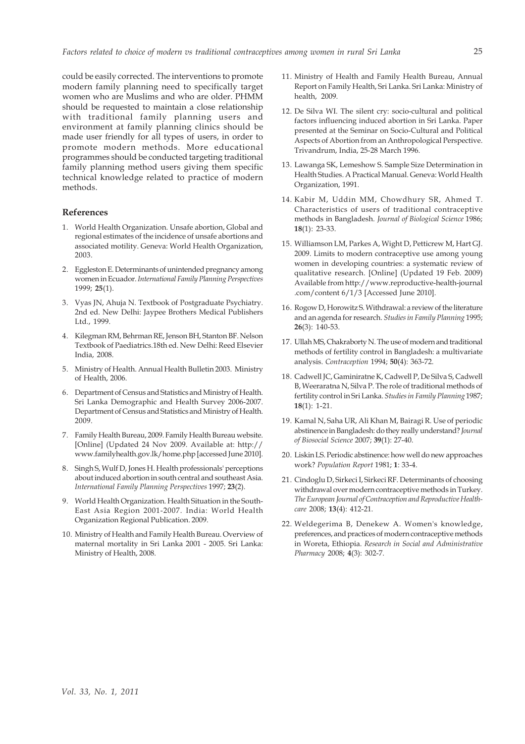could be easily corrected. The interventions to promote modern family planning need to specifically target women who are Muslims and who are older. PHMM should be requested to maintain a close relationship with traditional family planning users and environment at family planning clinics should be made user friendly for all types of users, in order to promote modern methods. More educational programmes should be conducted targeting traditional family planning method users giving them specific technical knowledge related to practice of modern methods.

## References

1. World Health Organization. Unsafe abortion, Global and regional estimates of the incidence of unsafe abortions and associated motility. Geneva: World Health Organization, 2003.
2. Eggleston E. Determinants of unintended pregnancy among women in Ecuador. *International Family Planning Perspectives* 1999; **25**(1).
3. Vyas JN, Ahuja N. Textbook of Postgraduate Psychiatry. 2nd ed. New Delhi: Jaypee Brothers Medical Publishers Ltd., 1999.
4. Kilegman RM, Behrman RE, Jenson BH, Stanton BF. Nelson Textbook of Paediatrics.18th ed. New Delhi: Reed Elsevier India, 2008.
5. Ministry of Health. Annual Health Bulletin 2003. Ministry of Health, 2006.
6. Department of Census and Statistics and Ministry of Health. Sri Lanka Demographic and Health Survey 2006-2007. Department of Census and Statistics and Ministry of Health. 2009.
7. Family Health Bureau, 2009. Family Health Bureau website. [Online] (Updated 24 Nov 2009. Available at: http://www.familyhealth.gov.lk/home.php [accessed June 2010].
8. Singh S, Wulf D, Jones H. Health professionals' perceptions about induced abortion in south central and southeast Asia. *International Family Planning Perspectives* 1997; **23**(2).
9. World Health Organization. Health Situation in the South-East Asia Region 2001-2007. India: World Health Organization Regional Publication. 2009.
10. Ministry of Health and Family Health Bureau. Overview of maternal mortality in Sri Lanka 2001 - 2005. Sri Lanka: Ministry of Health, 2008.
11. Ministry of Health and Family Health Bureau, Annual Report on Family Health, Sri Lanka. Sri Lanka: Ministry of health, 2009.
12. De Silva WI. The silent cry: socio-cultural and political factors influencing induced abortion in Sri Lanka. Paper presented at the Seminar on Socio-Cultural and Political Aspects of Abortion from an Anthropological Perspective. Trivandrum, India, 25-28 March 1996.
13. Lawanga SK, Lemeshow S. Sample Size Determination in Health Studies. A Practical Manual. Geneva: World Health Organization, 1991.
14. Kabir M, Uddin MM, Chowdhury SR, Ahmed T. Characteristics of users of traditional contraceptive methods in Bangladesh. *Journal of Biological Science* 1986; **18**(1): 23-33.
15. Williamson LM, Parkes A, Wight D, Petticrew M, Hart GJ. 2009. Limits to modern contraceptive use among young women in developing countries: a systematic review of qualitative research. [Online] (Updated 19 Feb. 2009) Available from http://www.reproductive-health-journal.com/content 6/1/3 [Accessed June 2010].
16. Rogow D, Horowitz S. Withdrawal: a review of the literature and an agenda for research. *Studies in Family Planning* 1995; **26**(3): 140-53.
17. Ullah MS, Chakraborty N. The use of modern and traditional methods of fertility control in Bangladesh: a multivariate analysis. *Contraception* 1994; **50**(4): 363-72.
18. Cadwell JC, Gaminiratne K, Cadwell P, De Silva S, Cadwell B, Weeraratna N, Silva P. The role of traditional methods of fertility control in Sri Lanka. *Studies in Family Planning* 1987; **18**(1): 1-21.
19. Kamal N, Saha UR, Ali Khan M, Bairagi R. Use of periodic abstinence in Bangladesh: do they really understand? *Journal of Biosocial Science* 2007; **39**(1): 27-40.
20. Liskin LS. Periodic abstinence: how well do new approaches work? *Population Report* 1981; **1**: 33-4.
21. Cindoglu D, Sirkeci I, Sirkeci RF. Determinants of choosing withdrawal over modern contraceptive methods in Turkey. *The European Journal of Contraception and Reproductive Health-care* 2008; **13**(4): 412-21.
22. Weldegerima B, Denekew A. Women's knowledge, preferences, and practices of modern contraceptive methods in Woreta, Ethiopia. *Research in Social and Administrative Pharmacy* 2008; **4**(3): 302-7.